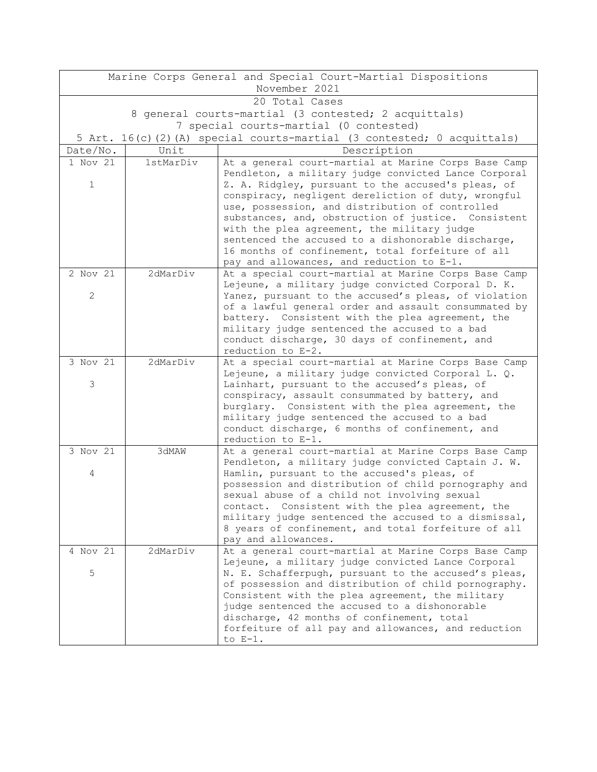| Marine Corps General and Special Court-Martial Dispositions<br>November 2021 | | |
|---|---|---|
| 20 Total Cases<br>8 general courts-martial (3 contested; 2 acquittals)<br>7 special courts-martial (0 contested)<br>5 Art. 16(c)(2)(A) special courts-martial (3 contested; 0 acquittals) | | |
| Date/No. | Unit | Description |
| 1 Nov 21<br><br>1 | 1stMarDiv | At a general court-martial at Marine Corps Base Camp Pendleton, a military judge convicted Lance Corporal Z. A. Ridgley, pursuant to the accused's pleas, of conspiracy, negligent dereliction of duty, wrongful use, possession, and distribution of controlled substances, and, obstruction of justice. Consistent with the plea agreement, the military judge sentenced the accused to a dishonorable discharge, 16 months of confinement, total forfeiture of all pay and allowances, and reduction to E-1. |
| 2 Nov 21<br><br>2 | 2dMarDiv | At a special court-martial at Marine Corps Base Camp Lejeune, a military judge convicted Corporal D. K. Yanez, pursuant to the accused's pleas, of violation of a lawful general order and assault consummated by battery. Consistent with the plea agreement, the military judge sentenced the accused to a bad conduct discharge, 30 days of confinement, and reduction to E-2. |
| 3 Nov 21<br><br>3 | 2dMarDiv | At a special court-martial at Marine Corps Base Camp Lejeune, a military judge convicted Corporal L. Q. Lainhart, pursuant to the accused's pleas, of conspiracy, assault consummated by battery, and burglary. Consistent with the plea agreement, the military judge sentenced the accused to a bad conduct discharge, 6 months of confinement, and reduction to E-1. |
| 3 Nov 21<br><br>4 | 3dMAW | At a general court-martial at Marine Corps Base Camp Pendleton, a military judge convicted Captain J. W. Hamlin, pursuant to the accused's pleas, of possession and distribution of child pornography and sexual abuse of a child not involving sexual contact. Consistent with the plea agreement, the military judge sentenced the accused to a dismissal, 8 years of confinement, and total forfeiture of all pay and allowances. |
| 4 Nov 21<br><br>5 | 2dMarDiv | At a general court-martial at Marine Corps Base Camp Lejeune, a military judge convicted Lance Corporal N. E. Schafferpugh, pursuant to the accused's pleas, of possession and distribution of child pornography. Consistent with the plea agreement, the military judge sentenced the accused to a dishonorable discharge, 42 months of confinement, total forfeiture of all pay and allowances, and reduction to E-1. |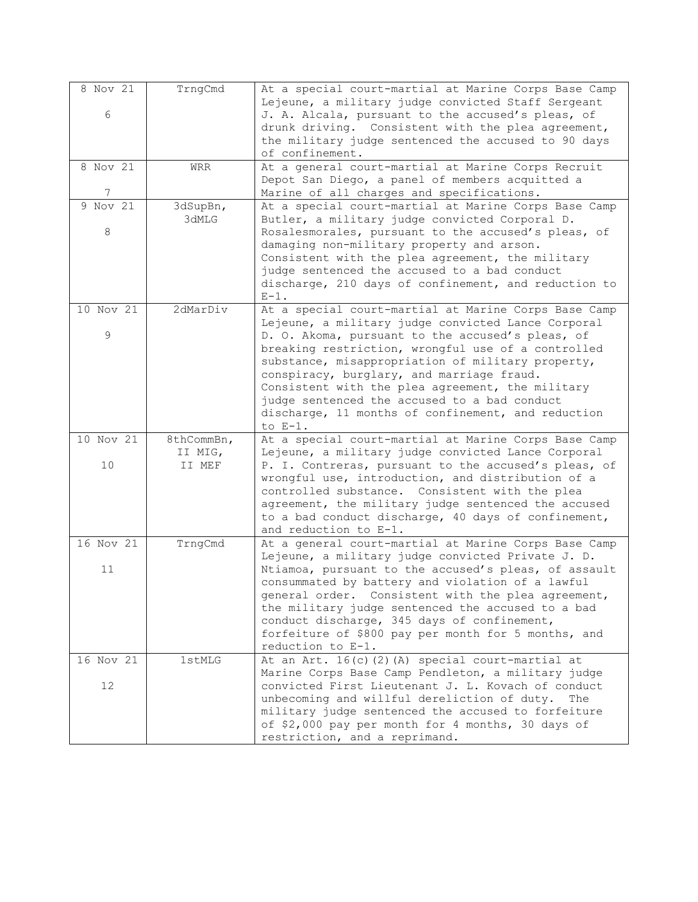| | | |
|---|---|---|
| 8 Nov 21<br><br>6 | TrngCmd | At a special court-martial at Marine Corps Base Camp Lejeune, a military judge convicted Staff Sergeant J. A. Alcala, pursuant to the accused's pleas, of drunk driving. Consistent with the plea agreement, the military judge sentenced the accused to 90 days of confinement. |
| 8 Nov 21<br><br>7 | WRR | At a general court-martial at Marine Corps Recruit Depot San Diego, a panel of members acquitted a Marine of all charges and specifications. |
| 9 Nov 21<br><br>8 | 3dSupBn, 3dMLG | At a special court-martial at Marine Corps Base Camp Butler, a military judge convicted Corporal D. Rosalesmorales, pursuant to the accused's pleas, of damaging non-military property and arson. Consistent with the plea agreement, the military judge sentenced the accused to a bad conduct discharge, 210 days of confinement, and reduction to E-1. |
| 10 Nov 21<br><br>9 | 2dMarDiv | At a special court-martial at Marine Corps Base Camp Lejeune, a military judge convicted Lance Corporal D. O. Akoma, pursuant to the accused's pleas, of breaking restriction, wrongful use of a controlled substance, misappropriation of military property, conspiracy, burglary, and marriage fraud. Consistent with the plea agreement, the military judge sentenced the accused to a bad conduct discharge, 11 months of confinement, and reduction to E-1. |
| 10 Nov 21<br><br>10 | 8thCommBn, II MIG, II MEF | At a special court-martial at Marine Corps Base Camp Lejeune, a military judge convicted Lance Corporal P. I. Contreras, pursuant to the accused's pleas, of wrongful use, introduction, and distribution of a controlled substance. Consistent with the plea agreement, the military judge sentenced the accused to a bad conduct discharge, 40 days of confinement, and reduction to E-1. |
| 16 Nov 21<br><br>11 | TrngCmd | At a general court-martial at Marine Corps Base Camp Lejeune, a military judge convicted Private J. D. Ntiamoa, pursuant to the accused's pleas, of assault consummated by battery and violation of a lawful general order. Consistent with the plea agreement, the military judge sentenced the accused to a bad conduct discharge, 345 days of confinement, forfeiture of $800 pay per month for 5 months, and reduction to E-1. |
| 16 Nov 21<br><br>12 | 1stMLG | At an Art. 16(c)(2)(A) special court-martial at Marine Corps Base Camp Pendleton, a military judge convicted First Lieutenant J. L. Kovach of conduct unbecoming and willful dereliction of duty. The military judge sentenced the accused to forfeiture of $2,000 pay per month for 4 months, 30 days of restriction, and a reprimand. |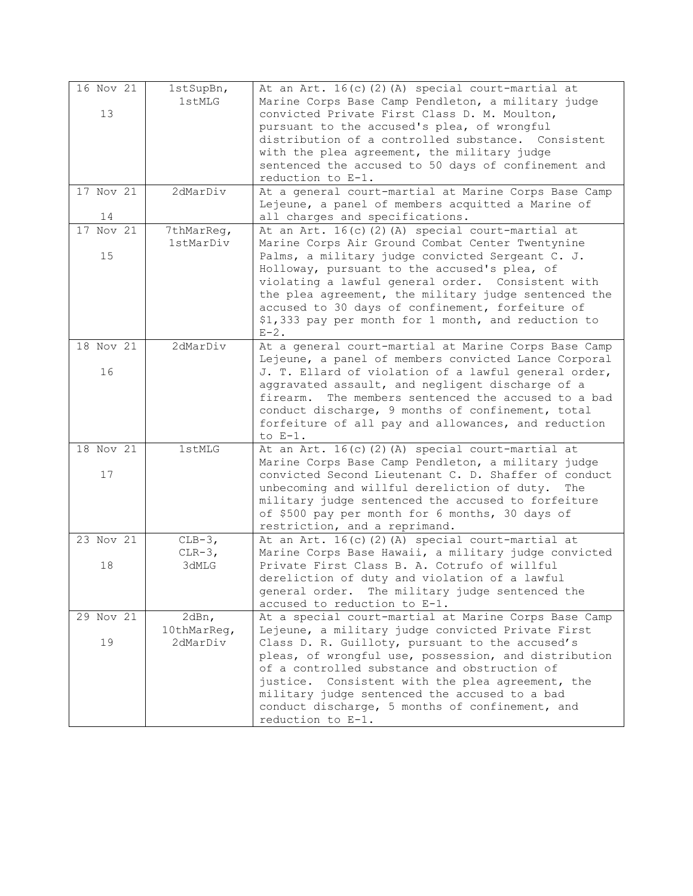| | | |
|---|---|---|
| 16 Nov 21<br><br>13 | 1stSupBn, 1stMLG | At an Art. 16(c)(2)(A) special court-martial at Marine Corps Base Camp Pendleton, a military judge convicted Private First Class D. M. Moulton, pursuant to the accused's plea, of wrongful distribution of a controlled substance. Consistent with the plea agreement, the military judge sentenced the accused to 50 days of confinement and reduction to E-1. |
| 17 Nov 21<br><br>14 | 2dMarDiv | At a general court-martial at Marine Corps Base Camp Lejeune, a panel of members acquitted a Marine of all charges and specifications. |
| 17 Nov 21<br><br>15 | 7thMarReg, 1stMarDiv | At an Art. 16(c)(2)(A) special court-martial at Marine Corps Air Ground Combat Center Twentynine Palms, a military judge convicted Sergeant C. J. Holloway, pursuant to the accused's plea, of violating a lawful general order. Consistent with the plea agreement, the military judge sentenced the accused to 30 days of confinement, forfeiture of $1,333 pay per month for 1 month, and reduction to E-2. |
| 18 Nov 21<br><br>16 | 2dMarDiv | At a general court-martial at Marine Corps Base Camp Lejeune, a panel of members convicted Lance Corporal J. T. Ellard of violation of a lawful general order, aggravated assault, and negligent discharge of a firearm. The members sentenced the accused to a bad conduct discharge, 9 months of confinement, total forfeiture of all pay and allowances, and reduction to E-1. |
| 18 Nov 21<br><br>17 | 1stMLG | At an Art. 16(c)(2)(A) special court-martial at Marine Corps Base Camp Pendleton, a military judge convicted Second Lieutenant C. D. Shaffer of conduct unbecoming and willful dereliction of duty. The military judge sentenced the accused to forfeiture of $500 pay per month for 6 months, 30 days of restriction, and a reprimand. |
| 23 Nov 21<br><br>18 | CLB-3, CLR-3, 3dMLG | At an Art. 16(c)(2)(A) special court-martial at Marine Corps Base Hawaii, a military judge convicted Private First Class B. A. Cotrufo of willful dereliction of duty and violation of a lawful general order. The military judge sentenced the accused to reduction to E-1. |
| 29 Nov 21<br><br>19 | 2dBn, 10thMarReg, 2dMarDiv | At a special court-martial at Marine Corps Base Camp Lejeune, a military judge convicted Private First Class D. R. Guilloty, pursuant to the accused's pleas, of wrongful use, possession, and distribution of a controlled substance and obstruction of justice. Consistent with the plea agreement, the military judge sentenced the accused to a bad conduct discharge, 5 months of confinement, and reduction to E-1. |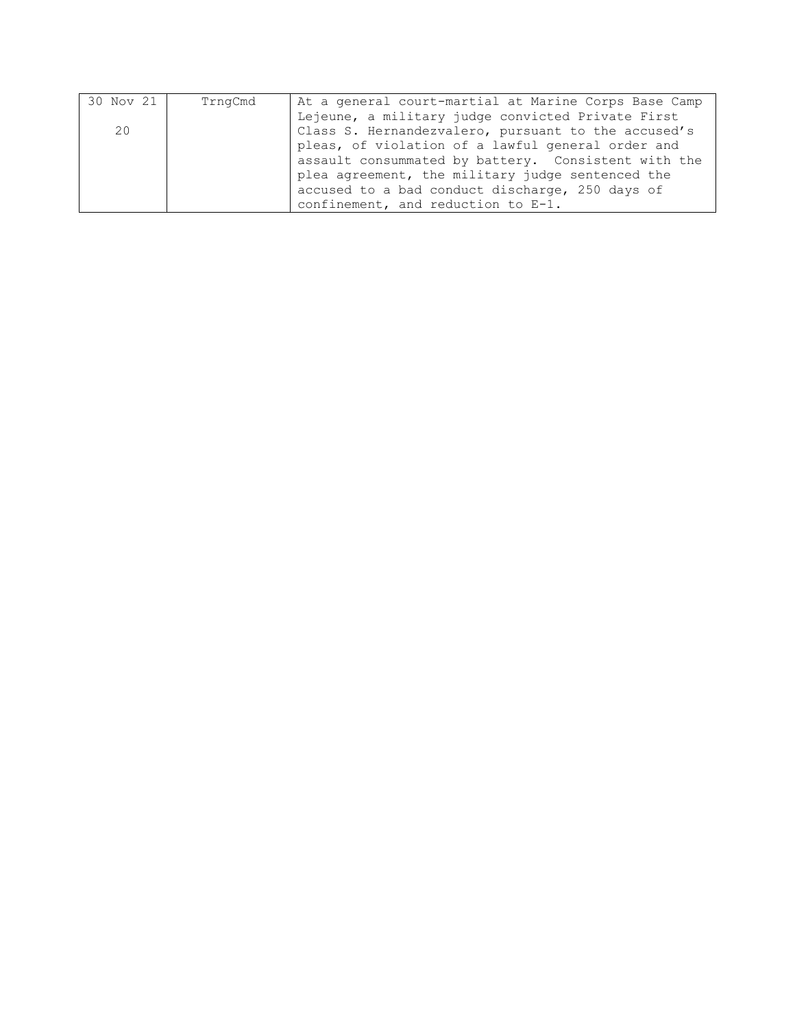| | | |
|---|---|---|
| 30 Nov 21<br><br>20 | TrngCmd | At a general court-martial at Marine Corps Base Camp Lejeune, a military judge convicted Private First Class S. Hernandezvalero, pursuant to the accused's pleas, of violation of a lawful general order and assault consummated by battery. Consistent with the plea agreement, the military judge sentenced the accused to a bad conduct discharge, 250 days of confinement, and reduction to E-1. |